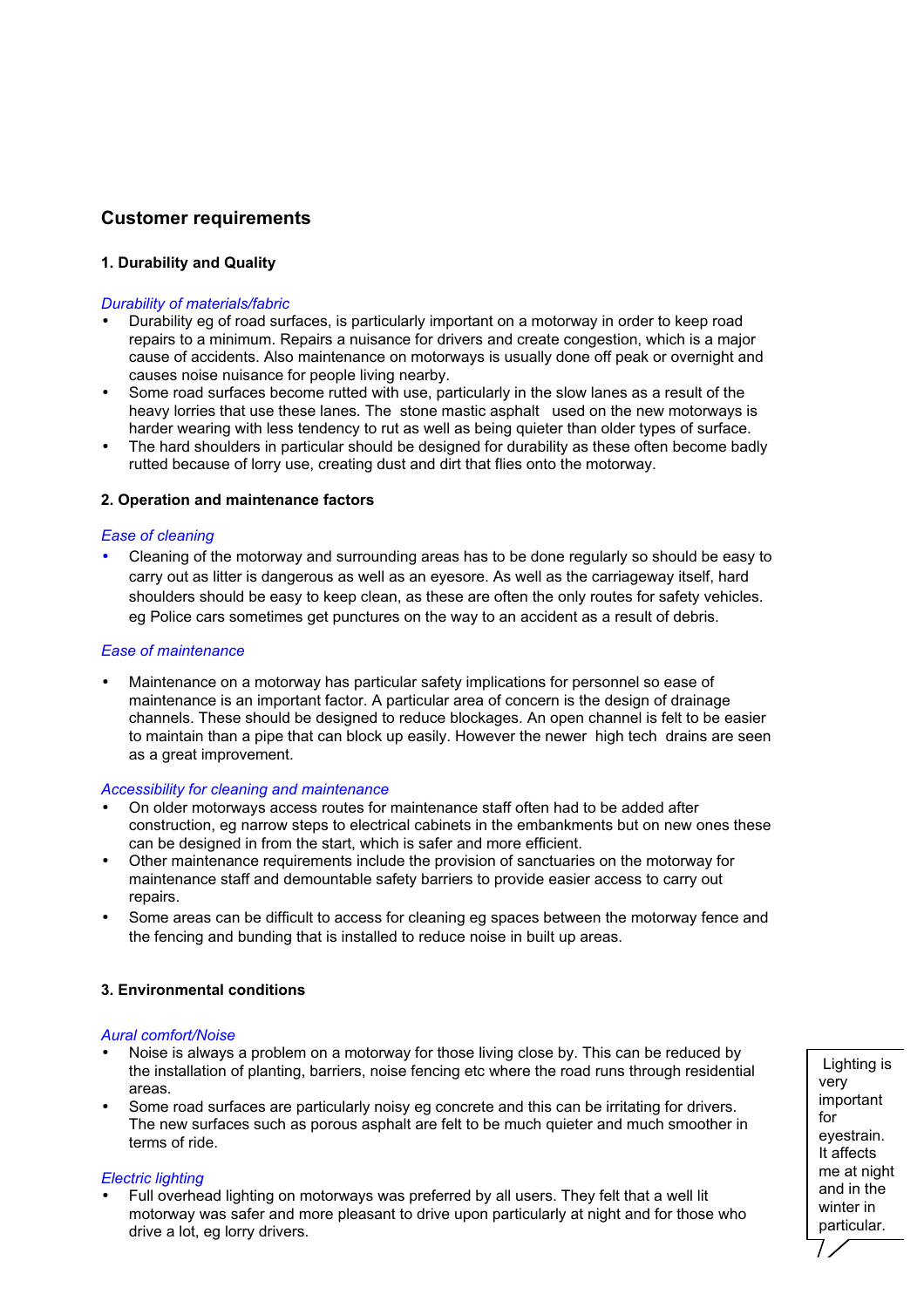## Customer requirements

### 1. Durability and Quality

*Durability of materials/fabric*

- Durability eg of road surfaces, is particularly important on a motorway in order to keep road repairs to a minimum. Repairs a nuisance for drivers and create congestion, which is a major cause of accidents. Also maintenance on motorways is usually done off peak or overnight and causes noise nuisance for people living nearby.
- Some road surfaces become rutted with use, particularly in the slow lanes as a result of the heavy lorries that use these lanes. The stone mastic asphalt used on the new motorways is harder wearing with less tendency to rut as well as being quieter than older types of surface.
- The hard shoulders in particular should be designed for durability as these often become badly rutted because of lorry use, creating dust and dirt that flies onto the motorway.

### 2. Operation and maintenance factors

*Ease of cleaning*

- Cleaning of the motorway and surrounding areas has to be done regularly so should be easy to carry out as litter is dangerous as well as an eyesore. As well as the carriageway itself, hard shoulders should be easy to keep clean, as these are often the only routes for safety vehicles. eg Police cars sometimes get punctures on the way to an accident as a result of debris.

*Ease of maintenance*

- Maintenance on a motorway has particular safety implications for personnel so ease of maintenance is an important factor. A particular area of concern is the design of drainage channels. These should be designed to reduce blockages. An open channel is felt to be easier to maintain than a pipe that can block up easily. However the newer high tech drains are seen as a great improvement.

*Accessibility for cleaning and maintenance*

- On older motorways access routes for maintenance staff often had to be added after construction, eg narrow steps to electrical cabinets in the embankments but on new ones these can be designed in from the start, which is safer and more efficient.
- Other maintenance requirements include the provision of sanctuaries on the motorway for maintenance staff and demountable safety barriers to provide easier access to carry out repairs.
- Some areas can be difficult to access for cleaning eg spaces between the motorway fence and the fencing and bunding that is installed to reduce noise in built up areas.

### 3. Environmental conditions

*Aural comfort/Noise*

- Noise is always a problem on a motorway for those living close by. This can be reduced by the installation of planting, barriers, noise fencing etc where the road runs through residential areas.
- Some road surfaces are particularly noisy eg concrete and this can be irritating for drivers. The new surfaces such as porous asphalt are felt to be much quieter and much smoother in terms of ride.

*Electric lighting*

- Full overhead lighting on motorways was preferred by all users. They felt that a well lit motorway was safer and more pleasant to drive upon particularly at night and for those who drive a lot, eg lorry drivers.

Lighting is very important for eyestrain. It affects me at night and in the winter in particular.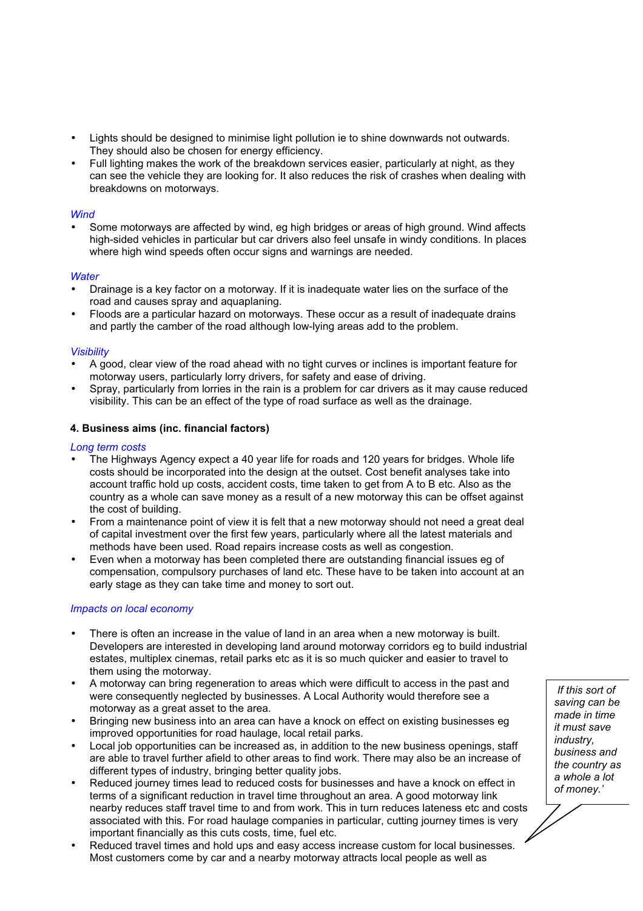- Lights should be designed to minimise light pollution ie to shine downwards not outwards. They should also be chosen for energy efficiency.
- Full lighting makes the work of the breakdown services easier, particularly at night, as they can see the vehicle they are looking for. It also reduces the risk of crashes when dealing with breakdowns on motorways.

*Wind*

- Some motorways are affected by wind, eg high bridges or areas of high ground. Wind affects high-sided vehicles in particular but car drivers also feel unsafe in windy conditions. In places where high wind speeds often occur signs and warnings are needed.

*Water*

- Drainage is a key factor on a motorway. If it is inadequate water lies on the surface of the road and causes spray and aquaplaning.
- Floods are a particular hazard on motorways. These occur as a result of inadequate drains and partly the camber of the road although low-lying areas add to the problem.

*Visibility*

- A good, clear view of the road ahead with no tight curves or inclines is important feature for motorway users, particularly lorry drivers, for safety and ease of driving.
- Spray, particularly from lorries in the rain is a problem for car drivers as it may cause reduced visibility. This can be an effect of the type of road surface as well as the drainage.

**4. Business aims (inc. financial factors)**

*Long term costs*

- The Highways Agency expect a 40 year life for roads and 120 years for bridges. Whole life costs should be incorporated into the design at the outset. Cost benefit analyses take into account traffic hold up costs, accident costs, time taken to get from A to B etc. Also as the country as a whole can save money as a result of a new motorway this can be offset against the cost of building.
- From a maintenance point of view it is felt that a new motorway should not need a great deal of capital investment over the first few years, particularly where all the latest materials and methods have been used. Road repairs increase costs as well as congestion.
- Even when a motorway has been completed there are outstanding financial issues eg of compensation, compulsory purchases of land etc. These have to be taken into account at an early stage as they can take time and money to sort out.

*Impacts on local economy*

- There is often an increase in the value of land in an area when a new motorway is built. Developers are interested in developing land around motorway corridors eg to build industrial estates, multiplex cinemas, retail parks etc as it is so much quicker and easier to travel to them using the motorway.
- A motorway can bring regeneration to areas which were difficult to access in the past and were consequently neglected by businesses. A Local Authority would therefore see a motorway as a great asset to the area.
- Bringing new business into an area can have a knock on effect on existing businesses eg improved opportunities for road haulage, local retail parks.
- Local job opportunities can be increased as, in addition to the new business openings, staff are able to travel further afield to other areas to find work. There may also be an increase of different types of industry, bringing better quality jobs.
- Reduced journey times lead to reduced costs for businesses and have a knock on effect in terms of a significant reduction in travel time throughout an area. A good motorway link nearby reduces staff travel time to and from work. This in turn reduces lateness etc and costs associated with this. For road haulage companies in particular, cutting journey times is very important financially as this cuts costs, time, fuel etc.
- Reduced travel times and hold ups and easy access increase custom for local businesses. Most customers come by car and a nearby motorway attracts local people as well as

*If this sort of saving can be made in time it must save industry, business and the country as a whole a lot of money.'*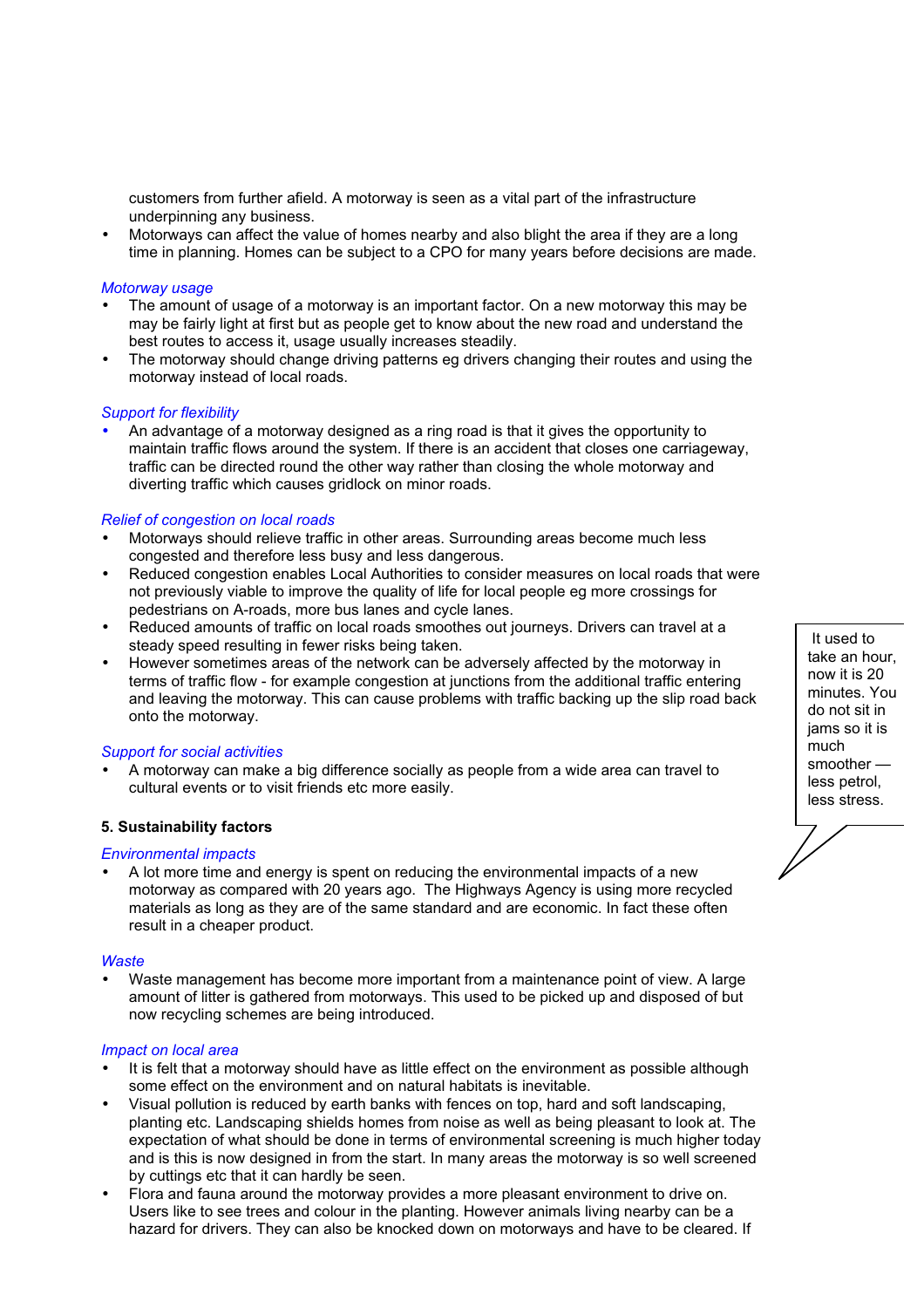customers from further afield. A motorway is seen as a vital part of the infrastructure underpinning any business.

- Motorways can affect the value of homes nearby and also blight the area if they are a long time in planning. Homes can be subject to a CPO for many years before decisions are made.

*Motorway usage*

- The amount of usage of a motorway is an important factor. On a new motorway this may be may be fairly light at first but as people get to know about the new road and understand the best routes to access it, usage usually increases steadily.
- The motorway should change driving patterns eg drivers changing their routes and using the motorway instead of local roads.

*Support for flexibility*

- An advantage of a motorway designed as a ring road is that it gives the opportunity to maintain traffic flows around the system. If there is an accident that closes one carriageway, traffic can be directed round the other way rather than closing the whole motorway and diverting traffic which causes gridlock on minor roads.

*Relief of congestion on local roads*

- Motorways should relieve traffic in other areas. Surrounding areas become much less congested and therefore less busy and less dangerous.
- Reduced congestion enables Local Authorities to consider measures on local roads that were not previously viable to improve the quality of life for local people eg more crossings for pedestrians on A-roads, more bus lanes and cycle lanes.
- Reduced amounts of traffic on local roads smoothes out journeys. Drivers can travel at a steady speed resulting in fewer risks being taken.
- However sometimes areas of the network can be adversely affected by the motorway in terms of traffic flow - for example congestion at junctions from the additional traffic entering and leaving the motorway. This can cause problems with traffic backing up the slip road back onto the motorway.

> It used to take an hour, now it is 20 minutes. You do not sit in jams so it is much smoother — less petrol, less stress.

*Support for social activities*

- A motorway can make a big difference socially as people from a wide area can travel to cultural events or to visit friends etc more easily.

**5. Sustainability factors**

*Environmental impacts*

- A lot more time and energy is spent on reducing the environmental impacts of a new motorway as compared with 20 years ago. The Highways Agency is using more recycled materials as long as they are of the same standard and are economic. In fact these often result in a cheaper product.

*Waste*

- Waste management has become more important from a maintenance point of view. A large amount of litter is gathered from motorways. This used to be picked up and disposed of but now recycling schemes are being introduced.

*Impact on local area*

- It is felt that a motorway should have as little effect on the environment as possible although some effect on the environment and on natural habitats is inevitable.
- Visual pollution is reduced by earth banks with fences on top, hard and soft landscaping, planting etc. Landscaping shields homes from noise as well as being pleasant to look at. The expectation of what should be done in terms of environmental screening is much higher today and is this is now designed in from the start. In many areas the motorway is so well screened by cuttings etc that it can hardly be seen.
- Flora and fauna around the motorway provides a more pleasant environment to drive on. Users like to see trees and colour in the planting. However animals living nearby can be a hazard for drivers. They can also be knocked down on motorways and have to be cleared. If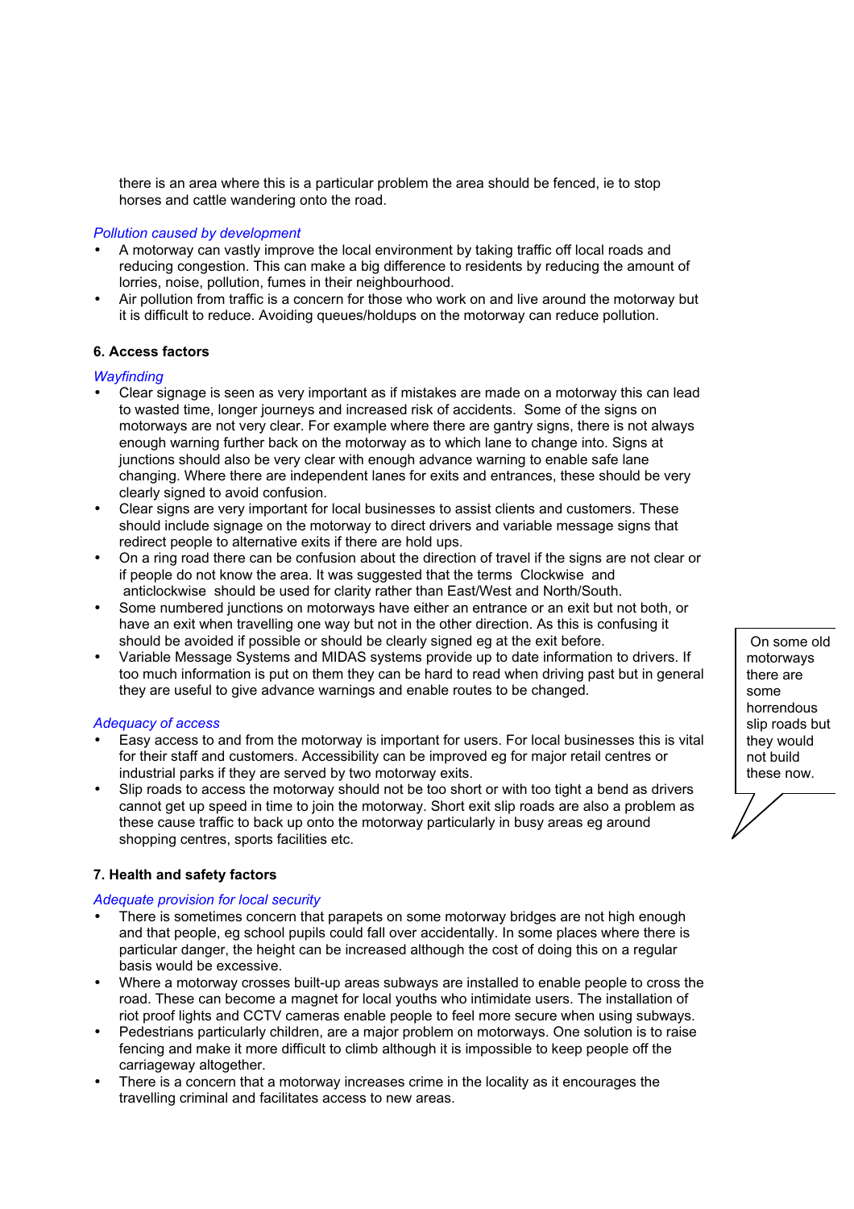there is an area where this is a particular problem the area should be fenced, ie to stop horses and cattle wandering onto the road.

*Pollution caused by development*

- A motorway can vastly improve the local environment by taking traffic off local roads and reducing congestion. This can make a big difference to residents by reducing the amount of lorries, noise, pollution, fumes in their neighbourhood.
- Air pollution from traffic is a concern for those who work on and live around the motorway but it is difficult to reduce. Avoiding queues/holdups on the motorway can reduce pollution.

**6. Access factors**

*Wayfinding*

- Clear signage is seen as very important as if mistakes are made on a motorway this can lead to wasted time, longer journeys and increased risk of accidents. Some of the signs on motorways are not very clear. For example where there are gantry signs, there is not always enough warning further back on the motorway as to which lane to change into. Signs at junctions should also be very clear with enough advance warning to enable safe lane changing. Where there are independent lanes for exits and entrances, these should be very clearly signed to avoid confusion.
- Clear signs are very important for local businesses to assist clients and customers. These should include signage on the motorway to direct drivers and variable message signs that redirect people to alternative exits if there are hold ups.
- On a ring road there can be confusion about the direction of travel if the signs are not clear or if people do not know the area. It was suggested that the terms Clockwise and anticlockwise should be used for clarity rather than East/West and North/South.
- Some numbered junctions on motorways have either an entrance or an exit but not both, or have an exit when travelling one way but not in the other direction. As this is confusing it should be avoided if possible or should be clearly signed eg at the exit before.
- Variable Message Systems and MIDAS systems provide up to date information to drivers. If too much information is put on them they can be hard to read when driving past but in general they are useful to give advance warnings and enable routes to be changed.

*Adequacy of access*

- Easy access to and from the motorway is important for users. For local businesses this is vital for their staff and customers. Accessibility can be improved eg for major retail centres or industrial parks if they are served by two motorway exits.
- Slip roads to access the motorway should not be too short or with too tight a bend as drivers cannot get up speed in time to join the motorway. Short exit slip roads are also a problem as these cause traffic to back up onto the motorway particularly in busy areas eg around shopping centres, sports facilities etc.

> On some old motorways there are some horrendous slip roads but they would not build these now.

**7. Health and safety factors**

*Adequate provision for local security*

- There is sometimes concern that parapets on some motorway bridges are not high enough and that people, eg school pupils could fall over accidentally. In some places where there is particular danger, the height can be increased although the cost of doing this on a regular basis would be excessive.
- Where a motorway crosses built-up areas subways are installed to enable people to cross the road. These can become a magnet for local youths who intimidate users. The installation of riot proof lights and CCTV cameras enable people to feel more secure when using subways.
- Pedestrians particularly children, are a major problem on motorways. One solution is to raise fencing and make it more difficult to climb although it is impossible to keep people off the carriageway altogether.
- There is a concern that a motorway increases crime in the locality as it encourages the travelling criminal and facilitates access to new areas.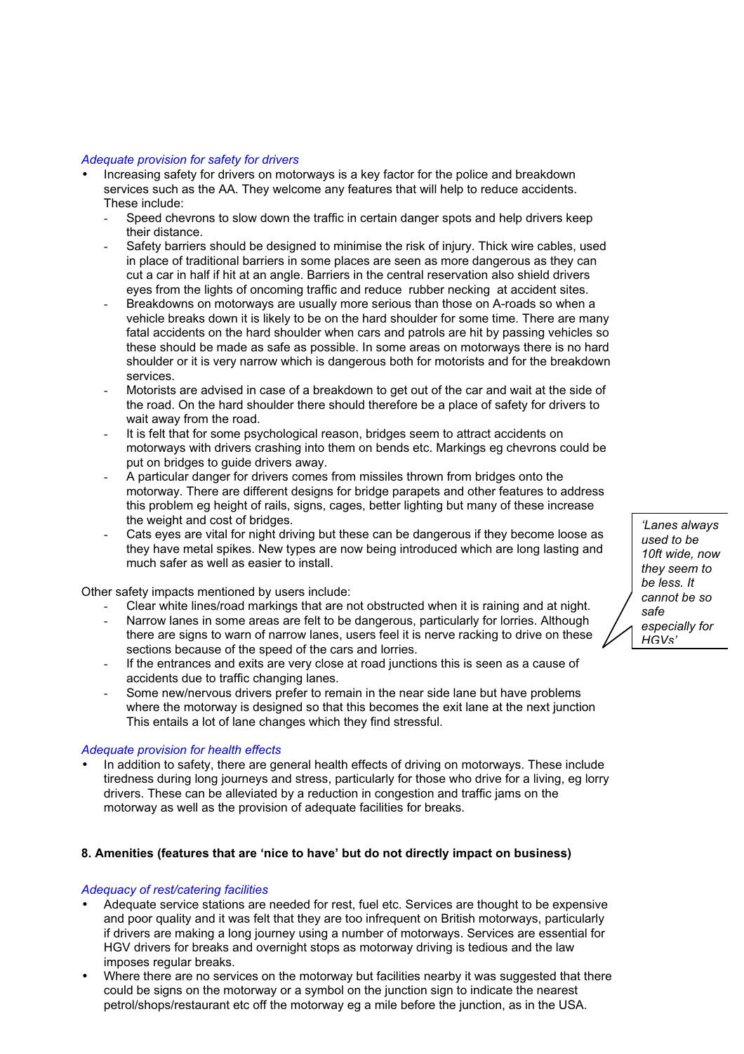*Adequate provision for safety for drivers*

- Increasing safety for drivers on motorways is a key factor for the police and breakdown services such as the AA. They welcome any features that will help to reduce accidents. These include:
  - Speed chevrons to slow down the traffic in certain danger spots and help drivers keep their distance.
  - Safety barriers should be designed to minimise the risk of injury. Thick wire cables, used in place of traditional barriers in some places are seen as more dangerous as they can cut a car in half if hit at an angle. Barriers in the central reservation also shield drivers eyes from the lights of oncoming traffic and reduce rubber necking at accident sites.
  - Breakdowns on motorways are usually more serious than those on A-roads so when a vehicle breaks down it is likely to be on the hard shoulder for some time. There are many fatal accidents on the hard shoulder when cars and patrols are hit by passing vehicles so these should be made as safe as possible. In some areas on motorways there is no hard shoulder or it is very narrow which is dangerous both for motorists and for the breakdown services.
  - Motorists are advised in case of a breakdown to get out of the car and wait at the side of the road. On the hard shoulder there should therefore be a place of safety for drivers to wait away from the road.
  - It is felt that for some psychological reason, bridges seem to attract accidents on motorways with drivers crashing into them on bends etc. Markings eg chevrons could be put on bridges to guide drivers away.
  - A particular danger for drivers comes from missiles thrown from bridges onto the motorway. There are different designs for bridge parapets and other features to address this problem eg height of rails, signs, cages, better lighting but many of these increase the weight and cost of bridges.
  - Cats eyes are vital for night driving but these can be dangerous if they become loose as they have metal spikes. New types are now being introduced which are long lasting and much safer as well as easier to install.

Other safety impacts mentioned by users include:

- Clear white lines/road markings that are not obstructed when it is raining and at night.
- Narrow lanes in some areas are felt to be dangerous, particularly for lorries. Although there are signs to warn of narrow lanes, users feel it is nerve racking to drive on these sections because of the speed of the cars and lorries.
- If the entrances and exits are very close at road junctions this is seen as a cause of accidents due to traffic changing lanes.
- Some new/nervous drivers prefer to remain in the near side lane but have problems where the motorway is designed so that this becomes the exit lane at the next junction This entails a lot of lane changes which they find stressful.

> *'Lanes always used to be 10ft wide, now they seem to be less. It cannot be so safe especially for HGVs'*

*Adequate provision for health effects*

- In addition to safety, there are general health effects of driving on motorways. These include tiredness during long journeys and stress, particularly for those who drive for a living, eg lorry drivers. These can be alleviated by a reduction in congestion and traffic jams on the motorway as well as the provision of adequate facilities for breaks.

**8. Amenities (features that are 'nice to have' but do not directly impact on business)**

*Adequacy of rest/catering facilities*

- Adequate service stations are needed for rest, fuel etc. Services are thought to be expensive and poor quality and it was felt that they are too infrequent on British motorways, particularly if drivers are making a long journey using a number of motorways. Services are essential for HGV drivers for breaks and overnight stops as motorway driving is tedious and the law imposes regular breaks.
- Where there are no services on the motorway but facilities nearby it was suggested that there could be signs on the motorway or a symbol on the junction sign to indicate the nearest petrol/shops/restaurant etc off the motorway eg a mile before the junction, as in the USA.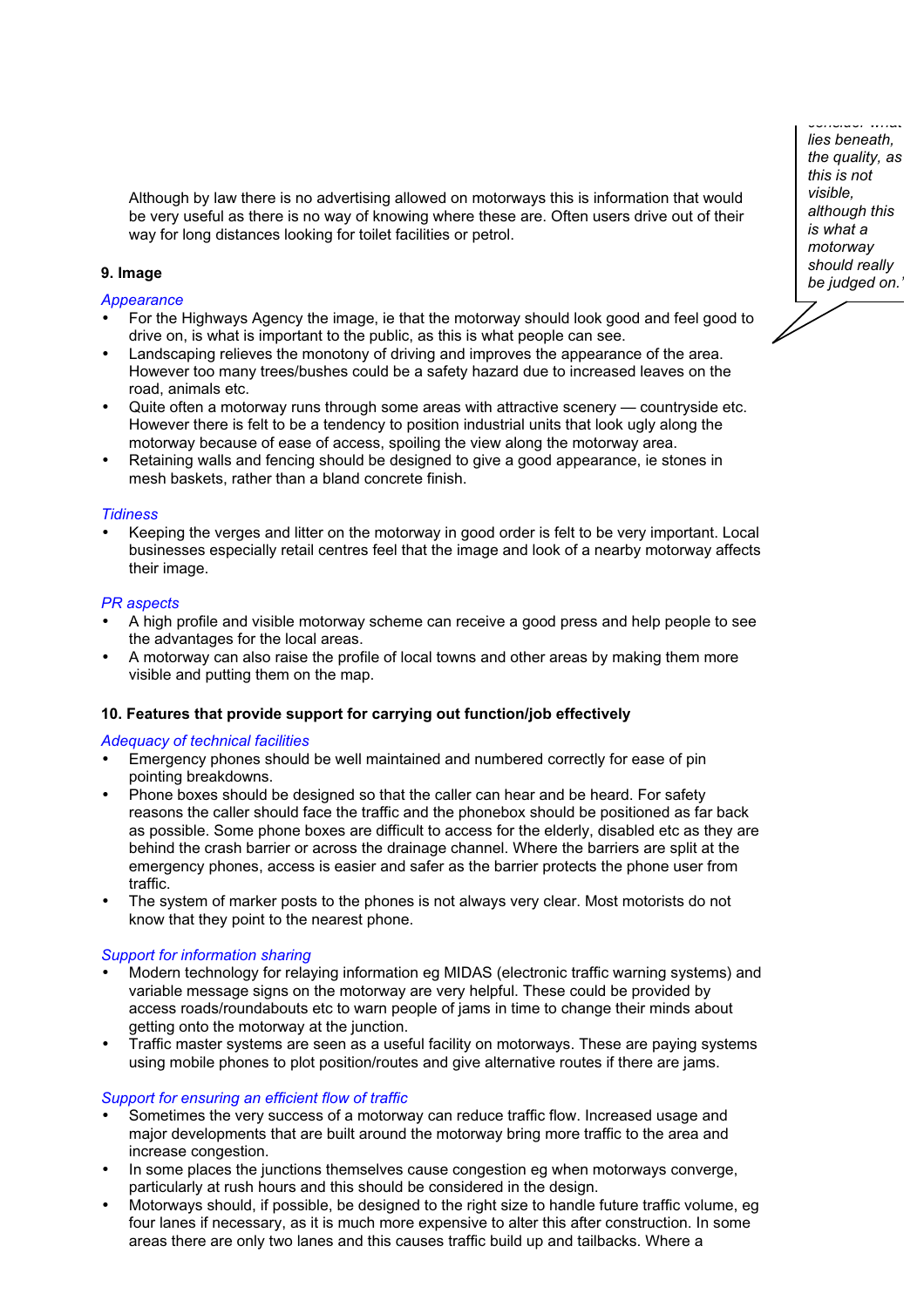> ...consider what lies beneath, the quality, as this is not visible, although this is what a motorway should really be judged on.'

Although by law there is no advertising allowed on motorways this is information that would be very useful as there is no way of knowing where these are. Often users drive out of their way for long distances looking for toilet facilities or petrol.

**9. Image**

*Appearance*

- For the Highways Agency the image, ie that the motorway should look good and feel good to drive on, is what is important to the public, as this is what people can see.
- Landscaping relieves the monotony of driving and improves the appearance of the area. However too many trees/bushes could be a safety hazard due to increased leaves on the road, animals etc.
- Quite often a motorway runs through some areas with attractive scenery — countryside etc. However there is felt to be a tendency to position industrial units that look ugly along the motorway because of ease of access, spoiling the view along the motorway area.
- Retaining walls and fencing should be designed to give a good appearance, ie stones in mesh baskets, rather than a bland concrete finish.

*Tidiness*

- Keeping the verges and litter on the motorway in good order is felt to be very important. Local businesses especially retail centres feel that the image and look of a nearby motorway affects their image.

*PR aspects*

- A high profile and visible motorway scheme can receive a good press and help people to see the advantages for the local areas.
- A motorway can also raise the profile of local towns and other areas by making them more visible and putting them on the map.

**10. Features that provide support for carrying out function/job effectively**

*Adequacy of technical facilities*

- Emergency phones should be well maintained and numbered correctly for ease of pin pointing breakdowns.
- Phone boxes should be designed so that the caller can hear and be heard. For safety reasons the caller should face the traffic and the phonebox should be positioned as far back as possible. Some phone boxes are difficult to access for the elderly, disabled etc as they are behind the crash barrier or across the drainage channel. Where the barriers are split at the emergency phones, access is easier and safer as the barrier protects the phone user from traffic.
- The system of marker posts to the phones is not always very clear. Most motorists do not know that they point to the nearest phone.

*Support for information sharing*

- Modern technology for relaying information eg MIDAS (electronic traffic warning systems) and variable message signs on the motorway are very helpful. These could be provided by access roads/roundabouts etc to warn people of jams in time to change their minds about getting onto the motorway at the junction.
- Traffic master systems are seen as a useful facility on motorways. These are paying systems using mobile phones to plot position/routes and give alternative routes if there are jams.

*Support for ensuring an efficient flow of traffic*

- Sometimes the very success of a motorway can reduce traffic flow. Increased usage and major developments that are built around the motorway bring more traffic to the area and increase congestion.
- In some places the junctions themselves cause congestion eg when motorways converge, particularly at rush hours and this should be considered in the design.
- Motorways should, if possible, be designed to the right size to handle future traffic volume, eg four lanes if necessary, as it is much more expensive to alter this after construction. In some areas there are only two lanes and this causes traffic build up and tailbacks. Where a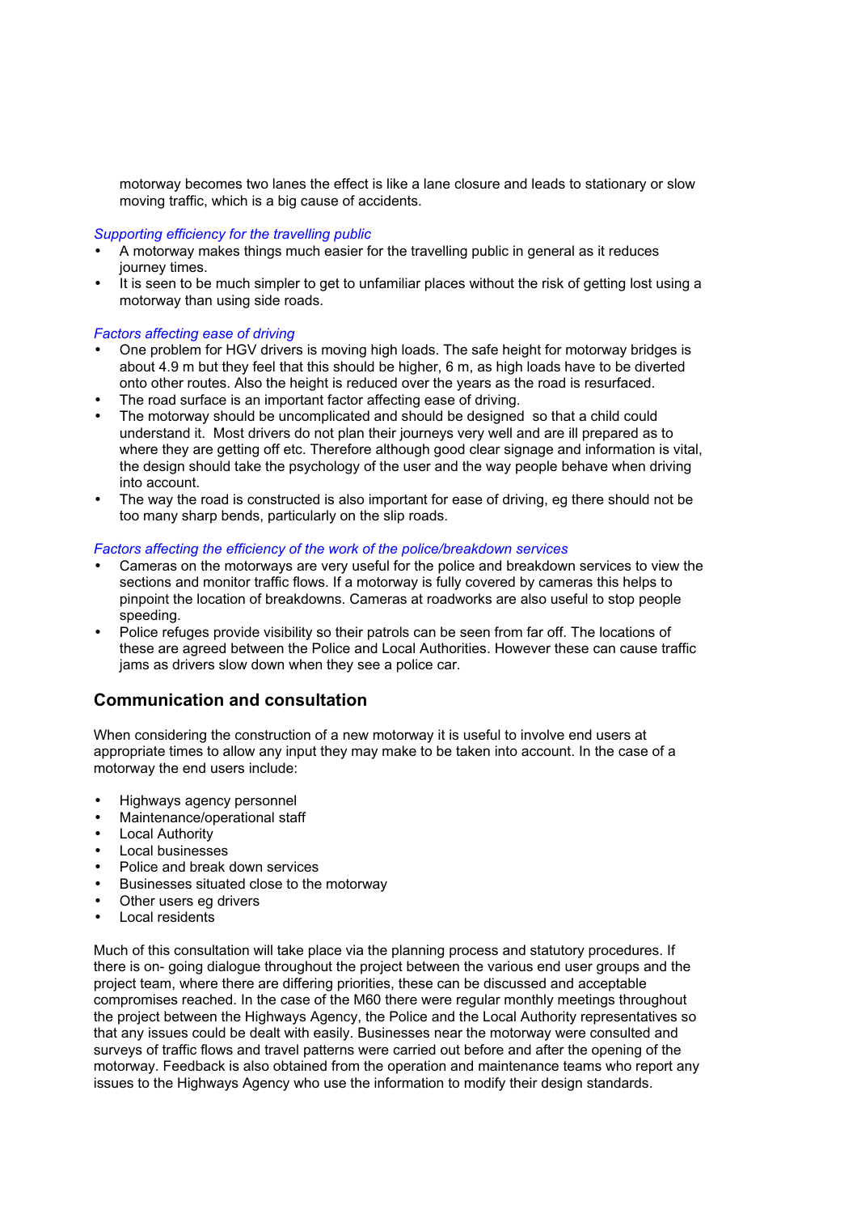motorway becomes two lanes the effect is like a lane closure and leads to stationary or slow moving traffic, which is a big cause of accidents.

*Supporting efficiency for the travelling public*

- A motorway makes things much easier for the travelling public in general as it reduces journey times.
- It is seen to be much simpler to get to unfamiliar places without the risk of getting lost using a motorway than using side roads.

*Factors affecting ease of driving*

- One problem for HGV drivers is moving high loads. The safe height for motorway bridges is about 4.9 m but they feel that this should be higher, 6 m, as high loads have to be diverted onto other routes. Also the height is reduced over the years as the road is resurfaced.
- The road surface is an important factor affecting ease of driving.
- The motorway should be uncomplicated and should be designed so that a child could understand it. Most drivers do not plan their journeys very well and are ill prepared as to where they are getting off etc. Therefore although good clear signage and information is vital, the design should take the psychology of the user and the way people behave when driving into account.
- The way the road is constructed is also important for ease of driving, eg there should not be too many sharp bends, particularly on the slip roads.

*Factors affecting the efficiency of the work of the police/breakdown services*

- Cameras on the motorways are very useful for the police and breakdown services to view the sections and monitor traffic flows. If a motorway is fully covered by cameras this helps to pinpoint the location of breakdowns. Cameras at roadworks are also useful to stop people speeding.
- Police refuges provide visibility so their patrols can be seen from far off. The locations of these are agreed between the Police and Local Authorities. However these can cause traffic jams as drivers slow down when they see a police car.

## Communication and consultation

When considering the construction of a new motorway it is useful to involve end users at appropriate times to allow any input they may make to be taken into account. In the case of a motorway the end users include:

- Highways agency personnel
- Maintenance/operational staff
- Local Authority
- Local businesses
- Police and break down services
- Businesses situated close to the motorway
- Other users eg drivers
- Local residents

Much of this consultation will take place via the planning process and statutory procedures. If there is on- going dialogue throughout the project between the various end user groups and the project team, where there are differing priorities, these can be discussed and acceptable compromises reached. In the case of the M60 there were regular monthly meetings throughout the project between the Highways Agency, the Police and the Local Authority representatives so that any issues could be dealt with easily. Businesses near the motorway were consulted and surveys of traffic flows and travel patterns were carried out before and after the opening of the motorway. Feedback is also obtained from the operation and maintenance teams who report any issues to the Highways Agency who use the information to modify their design standards.